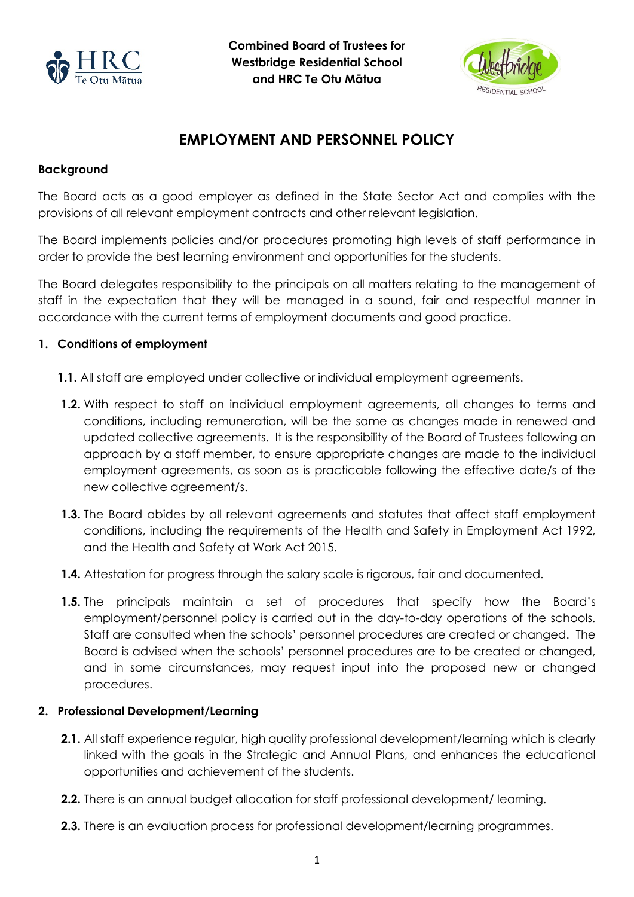**Combined Board of Trustees for Westbridge Residential School and HRC Te Otu Mātua**

# EMPLOYMENT AND PERSONNEL POLICY

**Background**

The Board acts as a good employer as defined in the State Sector Act and complies with the provisions of all relevant employment contracts and other relevant legislation.

The Board implements policies and/or procedures promoting high levels of staff performance in order to provide the best learning environment and opportunities for the students.

The Board delegates responsibility to the principals on all matters relating to the management of staff in the expectation that they will be managed in a sound, fair and respectful manner in accordance with the current terms of employment documents and good practice.

## 1. Conditions of employment

**1.1.** All staff are employed under collective or individual employment agreements.

**1.2.** With respect to staff on individual employment agreements, all changes to terms and conditions, including remuneration, will be the same as changes made in renewed and updated collective agreements. It is the responsibility of the Board of Trustees following an approach by a staff member, to ensure appropriate changes are made to the individual employment agreements, as soon as is practicable following the effective date/s of the new collective agreement/s.

**1.3.** The Board abides by all relevant agreements and statutes that affect staff employment conditions, including the requirements of the Health and Safety in Employment Act 1992, and the Health and Safety at Work Act 2015.

**1.4.** Attestation for progress through the salary scale is rigorous, fair and documented.

**1.5.** The principals maintain a set of procedures that specify how the Board's employment/personnel policy is carried out in the day-to-day operations of the schools. Staff are consulted when the schools' personnel procedures are created or changed. The Board is advised when the schools' personnel procedures are to be created or changed, and in some circumstances, may request input into the proposed new or changed procedures.

## 2. Professional Development/Learning

**2.1.** All staff experience regular, high quality professional development/learning which is clearly linked with the goals in the Strategic and Annual Plans, and enhances the educational opportunities and achievement of the students.

**2.2.** There is an annual budget allocation for staff professional development/ learning.

**2.3.** There is an evaluation process for professional development/learning programmes.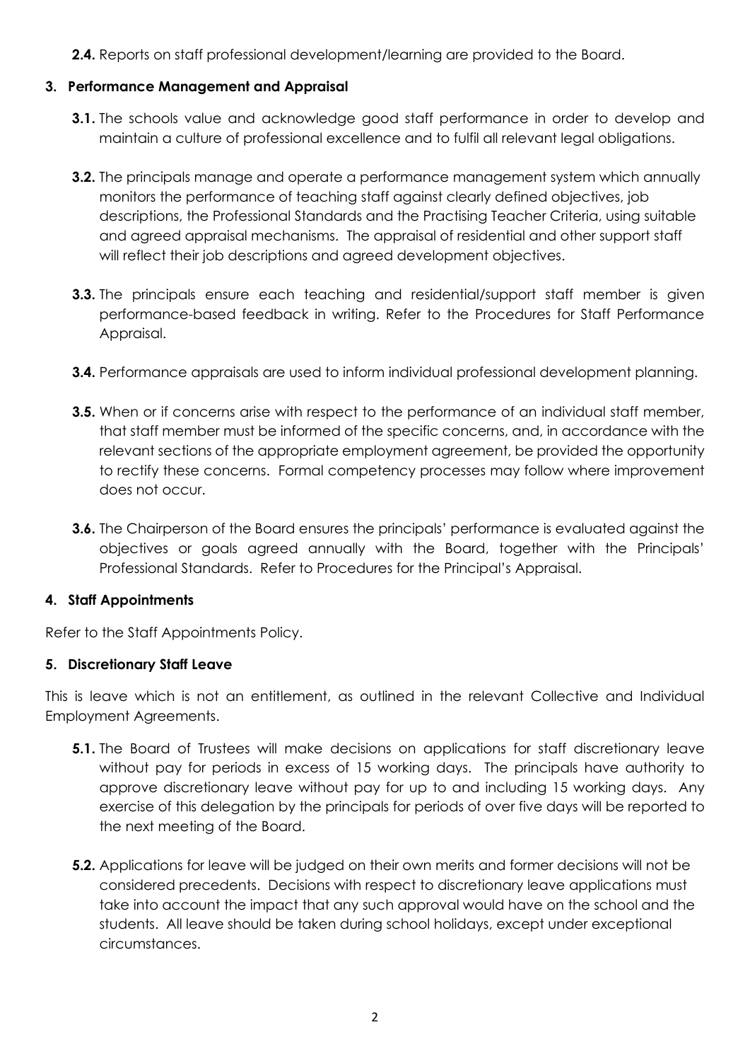**2.4.** Reports on staff professional development/learning are provided to the Board.

## 3. Performance Management and Appraisal

**3.1.** The schools value and acknowledge good staff performance in order to develop and maintain a culture of professional excellence and to fulfil all relevant legal obligations.

**3.2.** The principals manage and operate a performance management system which annually monitors the performance of teaching staff against clearly defined objectives, job descriptions, the Professional Standards and the Practising Teacher Criteria, using suitable and agreed appraisal mechanisms. The appraisal of residential and other support staff will reflect their job descriptions and agreed development objectives.

**3.3.** The principals ensure each teaching and residential/support staff member is given performance-based feedback in writing. Refer to the Procedures for Staff Performance Appraisal.

**3.4.** Performance appraisals are used to inform individual professional development planning.

**3.5.** When or if concerns arise with respect to the performance of an individual staff member, that staff member must be informed of the specific concerns, and, in accordance with the relevant sections of the appropriate employment agreement, be provided the opportunity to rectify these concerns. Formal competency processes may follow where improvement does not occur.

**3.6.** The Chairperson of the Board ensures the principals' performance is evaluated against the objectives or goals agreed annually with the Board, together with the Principals' Professional Standards. Refer to Procedures for the Principal's Appraisal.

## 4. Staff Appointments

Refer to the Staff Appointments Policy.

## 5. Discretionary Staff Leave

This is leave which is not an entitlement, as outlined in the relevant Collective and Individual Employment Agreements.

**5.1.** The Board of Trustees will make decisions on applications for staff discretionary leave without pay for periods in excess of 15 working days. The principals have authority to approve discretionary leave without pay for up to and including 15 working days. Any exercise of this delegation by the principals for periods of over five days will be reported to the next meeting of the Board.

**5.2.** Applications for leave will be judged on their own merits and former decisions will not be considered precedents. Decisions with respect to discretionary leave applications must take into account the impact that any such approval would have on the school and the students. All leave should be taken during school holidays, except under exceptional circumstances.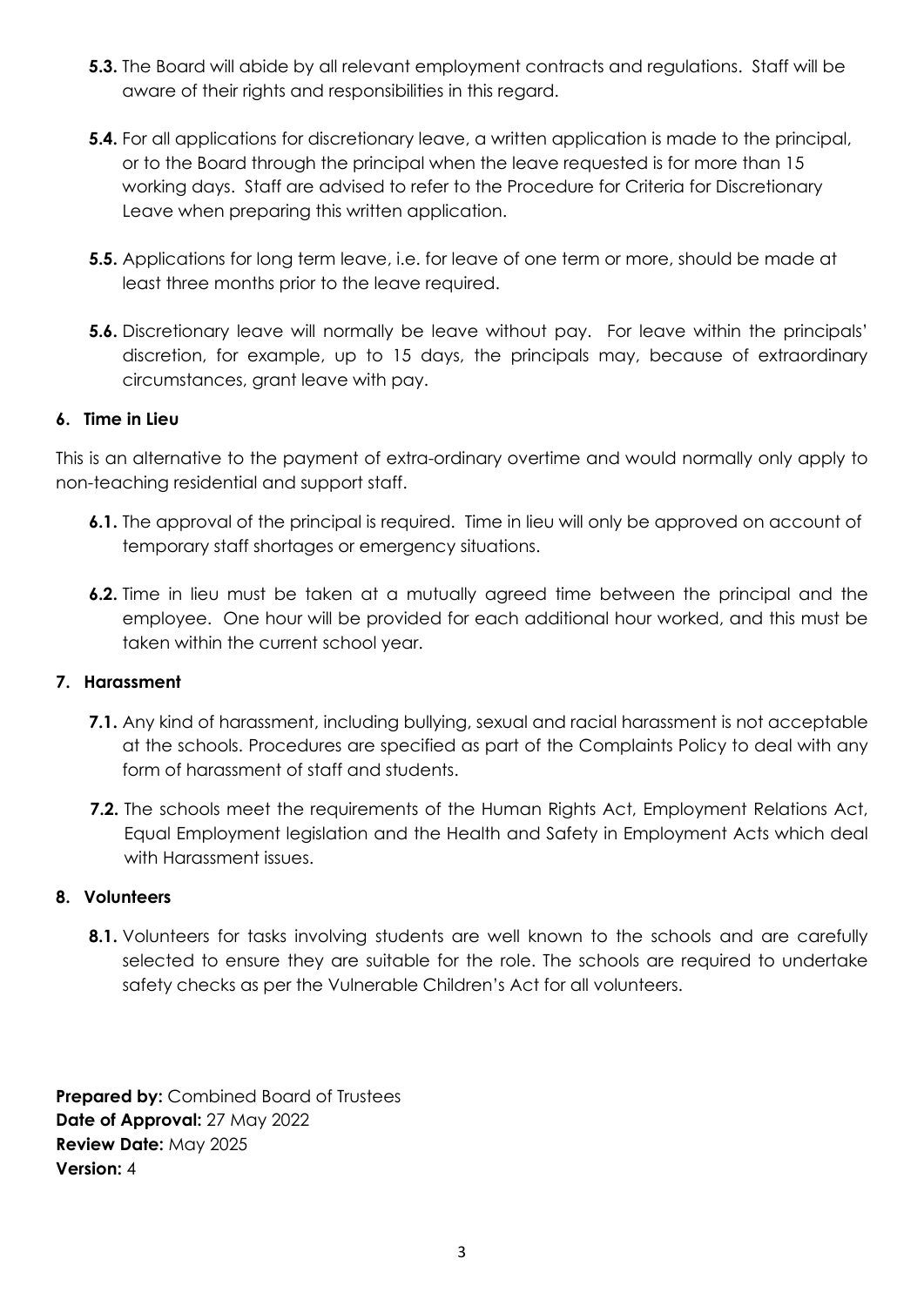**5.3.** The Board will abide by all relevant employment contracts and regulations. Staff will be aware of their rights and responsibilities in this regard.

**5.4.** For all applications for discretionary leave, a written application is made to the principal, or to the Board through the principal when the leave requested is for more than 15 working days. Staff are advised to refer to the Procedure for Criteria for Discretionary Leave when preparing this written application.

**5.5.** Applications for long term leave, i.e. for leave of one term or more, should be made at least three months prior to the leave required.

**5.6.** Discretionary leave will normally be leave without pay. For leave within the principals' discretion, for example, up to 15 days, the principals may, because of extraordinary circumstances, grant leave with pay.

### 6. Time in Lieu

This is an alternative to the payment of extra-ordinary overtime and would normally only apply to non-teaching residential and support staff.

**6.1.** The approval of the principal is required. Time in lieu will only be approved on account of temporary staff shortages or emergency situations.

**6.2.** Time in lieu must be taken at a mutually agreed time between the principal and the employee. One hour will be provided for each additional hour worked, and this must be taken within the current school year.

### 7. Harassment

**7.1.** Any kind of harassment, including bullying, sexual and racial harassment is not acceptable at the schools. Procedures are specified as part of the Complaints Policy to deal with any form of harassment of staff and students.

**7.2.** The schools meet the requirements of the Human Rights Act, Employment Relations Act, Equal Employment legislation and the Health and Safety in Employment Acts which deal with Harassment issues.

### 8. Volunteers

**8.1.** Volunteers for tasks involving students are well known to the schools and are carefully selected to ensure they are suitable for the role. The schools are required to undertake safety checks as per the Vulnerable Children's Act for all volunteers.

**Prepared by:** Combined Board of Trustees
**Date of Approval:** 27 May 2022
**Review Date:** May 2025
**Version:** 4